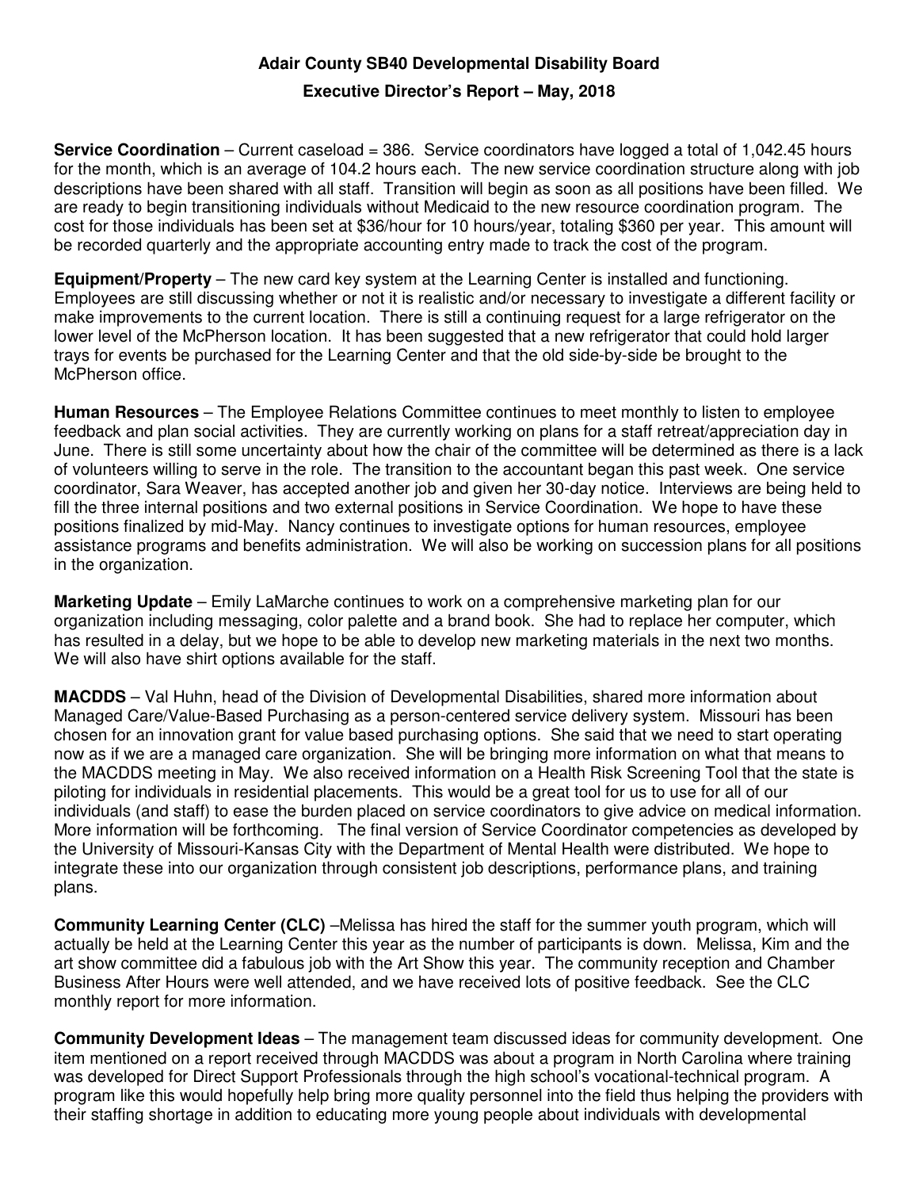# Adair County SB40 Developmental Disability Board

## Executive Director's Report – May, 2018

**Service Coordination** – Current caseload = 386. Service coordinators have logged a total of 1,042.45 hours for the month, which is an average of 104.2 hours each. The new service coordination structure along with job descriptions have been shared with all staff. Transition will begin as soon as all positions have been filled. We are ready to begin transitioning individuals without Medicaid to the new resource coordination program. The cost for those individuals has been set at $36/hour for 10 hours/year, totaling $360 per year. This amount will be recorded quarterly and the appropriate accounting entry made to track the cost of the program.

**Equipment/Property** – The new card key system at the Learning Center is installed and functioning. Employees are still discussing whether or not it is realistic and/or necessary to investigate a different facility or make improvements to the current location. There is still a continuing request for a large refrigerator on the lower level of the McPherson location. It has been suggested that a new refrigerator that could hold larger trays for events be purchased for the Learning Center and that the old side-by-side be brought to the McPherson office.

**Human Resources** – The Employee Relations Committee continues to meet monthly to listen to employee feedback and plan social activities. They are currently working on plans for a staff retreat/appreciation day in June. There is still some uncertainty about how the chair of the committee will be determined as there is a lack of volunteers willing to serve in the role. The transition to the accountant began this past week. One service coordinator, Sara Weaver, has accepted another job and given her 30-day notice. Interviews are being held to fill the three internal positions and two external positions in Service Coordination. We hope to have these positions finalized by mid-May. Nancy continues to investigate options for human resources, employee assistance programs and benefits administration. We will also be working on succession plans for all positions in the organization.

**Marketing Update** – Emily LaMarche continues to work on a comprehensive marketing plan for our organization including messaging, color palette and a brand book. She had to replace her computer, which has resulted in a delay, but we hope to be able to develop new marketing materials in the next two months. We will also have shirt options available for the staff.

**MACDDS** – Val Huhn, head of the Division of Developmental Disabilities, shared more information about Managed Care/Value-Based Purchasing as a person-centered service delivery system. Missouri has been chosen for an innovation grant for value based purchasing options. She said that we need to start operating now as if we are a managed care organization. She will be bringing more information on what that means to the MACDDS meeting in May. We also received information on a Health Risk Screening Tool that the state is piloting for individuals in residential placements. This would be a great tool for us to use for all of our individuals (and staff) to ease the burden placed on service coordinators to give advice on medical information. More information will be forthcoming. The final version of Service Coordinator competencies as developed by the University of Missouri-Kansas City with the Department of Mental Health were distributed. We hope to integrate these into our organization through consistent job descriptions, performance plans, and training plans.

**Community Learning Center (CLC)** –Melissa has hired the staff for the summer youth program, which will actually be held at the Learning Center this year as the number of participants is down. Melissa, Kim and the art show committee did a fabulous job with the Art Show this year. The community reception and Chamber Business After Hours were well attended, and we have received lots of positive feedback. See the CLC monthly report for more information.

**Community Development Ideas** – The management team discussed ideas for community development. One item mentioned on a report received through MACDDS was about a program in North Carolina where training was developed for Direct Support Professionals through the high school's vocational-technical program. A program like this would hopefully help bring more quality personnel into the field thus helping the providers with their staffing shortage in addition to educating more young people about individuals with developmental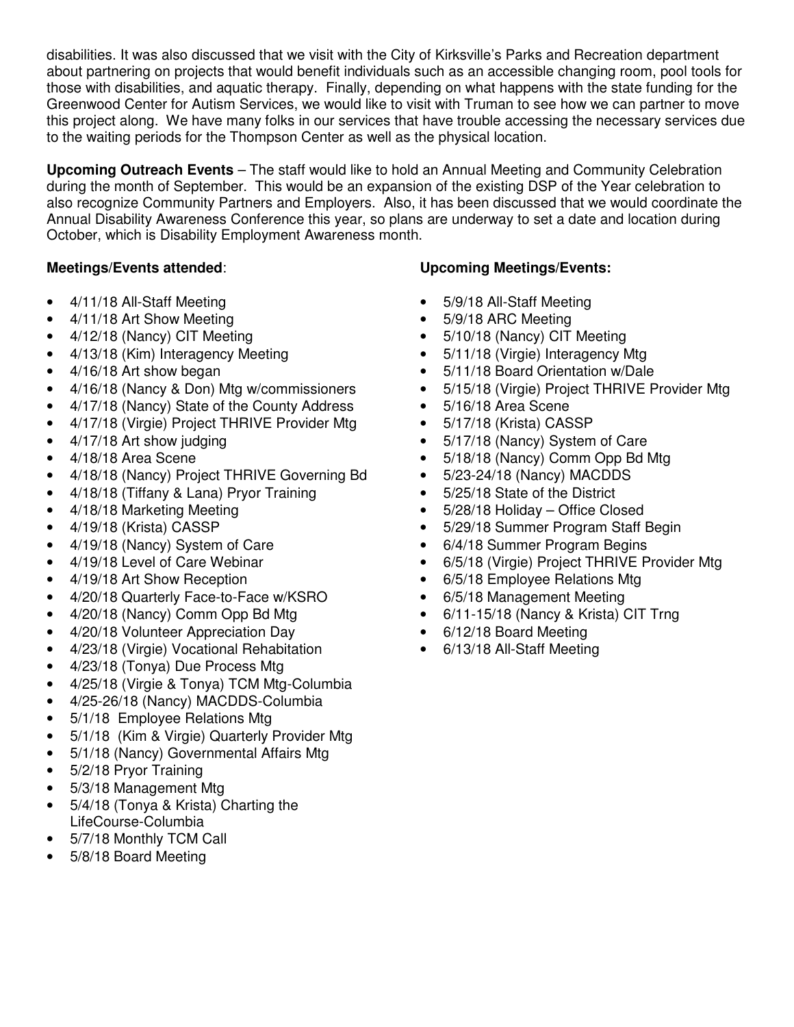disabilities. It was also discussed that we visit with the City of Kirksville's Parks and Recreation department about partnering on projects that would benefit individuals such as an accessible changing room, pool tools for those with disabilities, and aquatic therapy. Finally, depending on what happens with the state funding for the Greenwood Center for Autism Services, we would like to visit with Truman to see how we can partner to move this project along. We have many folks in our services that have trouble accessing the necessary services due to the waiting periods for the Thompson Center as well as the physical location.

**Upcoming Outreach Events** – The staff would like to hold an Annual Meeting and Community Celebration during the month of September. This would be an expansion of the existing DSP of the Year celebration to also recognize Community Partners and Employers. Also, it has been discussed that we would coordinate the Annual Disability Awareness Conference this year, so plans are underway to set a date and location during October, which is Disability Employment Awareness month.

**Meetings/Events attended**:

- 4/11/18 All-Staff Meeting
- 4/11/18 Art Show Meeting
- 4/12/18 (Nancy) CIT Meeting
- 4/13/18 (Kim) Interagency Meeting
- 4/16/18 Art show began
- 4/16/18 (Nancy & Don) Mtg w/commissioners
- 4/17/18 (Nancy) State of the County Address
- 4/17/18 (Virgie) Project THRIVE Provider Mtg
- 4/17/18 Art show judging
- 4/18/18 Area Scene
- 4/18/18 (Nancy) Project THRIVE Governing Bd
- 4/18/18 (Tiffany & Lana) Pryor Training
- 4/18/18 Marketing Meeting
- 4/19/18 (Krista) CASSP
- 4/19/18 (Nancy) System of Care
- 4/19/18 Level of Care Webinar
- 4/19/18 Art Show Reception
- 4/20/18 Quarterly Face-to-Face w/KSRO
- 4/20/18 (Nancy) Comm Opp Bd Mtg
- 4/20/18 Volunteer Appreciation Day
- 4/23/18 (Virgie) Vocational Rehabitation
- 4/23/18 (Tonya) Due Process Mtg
- 4/25/18 (Virgie & Tonya) TCM Mtg-Columbia
- 4/25-26/18 (Nancy) MACDDS-Columbia
- 5/1/18 Employee Relations Mtg
- 5/1/18 (Kim & Virgie) Quarterly Provider Mtg
- 5/1/18 (Nancy) Governmental Affairs Mtg
- 5/2/18 Pryor Training
- 5/3/18 Management Mtg
- 5/4/18 (Tonya & Krista) Charting the LifeCourse-Columbia
- 5/7/18 Monthly TCM Call
- 5/8/18 Board Meeting

**Upcoming Meetings/Events:**

- 5/9/18 All-Staff Meeting
- 5/9/18 ARC Meeting
- 5/10/18 (Nancy) CIT Meeting
- 5/11/18 (Virgie) Interagency Mtg
- 5/11/18 Board Orientation w/Dale
- 5/15/18 (Virgie) Project THRIVE Provider Mtg
- 5/16/18 Area Scene
- 5/17/18 (Krista) CASSP
- 5/17/18 (Nancy) System of Care
- 5/18/18 (Nancy) Comm Opp Bd Mtg
- 5/23-24/18 (Nancy) MACDDS
- 5/25/18 State of the District
- 5/28/18 Holiday – Office Closed
- 5/29/18 Summer Program Staff Begin
- 6/4/18 Summer Program Begins
- 6/5/18 (Virgie) Project THRIVE Provider Mtg
- 6/5/18 Employee Relations Mtg
- 6/5/18 Management Meeting
- 6/11-15/18 (Nancy & Krista) CIT Trng
- 6/12/18 Board Meeting
- 6/13/18 All-Staff Meeting